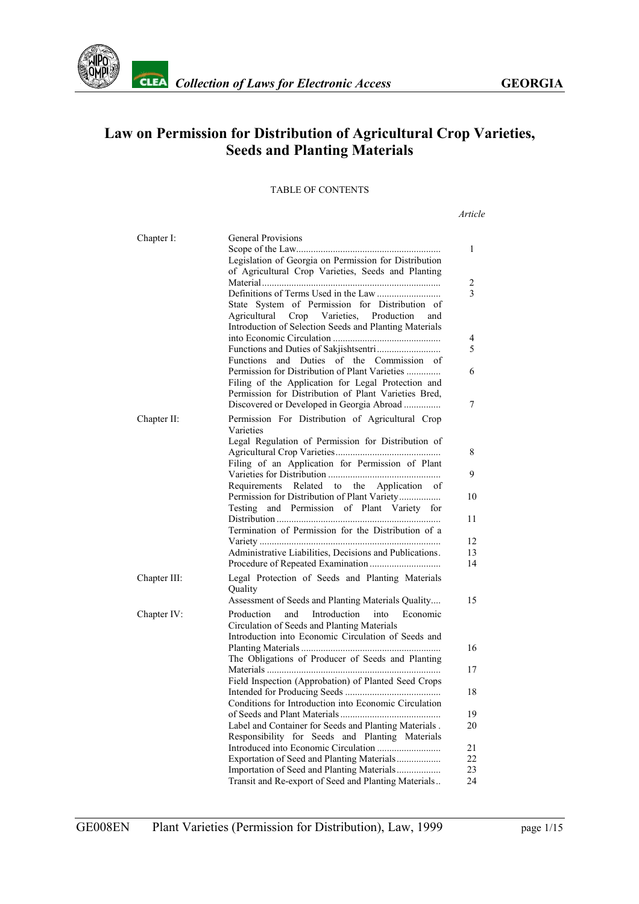# Law on Permission for Distribution of Agricultural Crop Varieties, Seeds and Planting Materials

TABLE OF CONTENTS

| | | *Article* |
|---|---|---|
| Chapter I: | General Provisions | |
| | Scope of the Law | 1 |
| | Legislation of Georgia on Permission for Distribution of Agricultural Crop Varieties, Seeds and Planting Material | 2 |
| | Definitions of Terms Used in the Law | 3 |
| | State System of Permission for Distribution of Agricultural Crop Varieties, Production and Introduction of Selection Seeds and Planting Materials into Economic Circulation | 4 |
| | Functions and Duties of Sakjishtsentri | 5 |
| | Functions and Duties of the Commission of Permission for Distribution of Plant Varieties | 6 |
| | Filing of the Application for Legal Protection and Permission for Distribution of Plant Varieties Bred, Discovered or Developed in Georgia Abroad | 7 |
| Chapter II: | Permission For Distribution of Agricultural Crop Varieties | |
| | Legal Regulation of Permission for Distribution of Agricultural Crop Varieties | 8 |
| | Filing of an Application for Permission of Plant Varieties for Distribution | 9 |
| | Requirements Related to the Application of Permission for Distribution of Plant Variety | 10 |
| | Testing and Permission of Plant Variety for Distribution | 11 |
| | Termination of Permission for the Distribution of a Variety | 12 |
| | Administrative Liabilities, Decisions and Publications | 13 |
| | Procedure of Repeated Examination | 14 |
| Chapter III: | Legal Protection of Seeds and Planting Materials Quality | |
| | Assessment of Seeds and Planting Materials Quality | 15 |
| Chapter IV: | Production and Introduction into Economic Circulation of Seeds and Planting Materials | |
| | Introduction into Economic Circulation of Seeds and Planting Materials | 16 |
| | The Obligations of Producer of Seeds and Planting Materials | 17 |
| | Field Inspection (Approbation) of Planted Seed Crops Intended for Producing Seeds | 18 |
| | Conditions for Introduction into Economic Circulation of Seeds and Plant Materials | 19 |
| | Label and Container for Seeds and Planting Materials | 20 |
| | Responsibility for Seeds and Planting Materials Introduced into Economic Circulation | 21 |
| | Exportation of Seed and Planting Materials | 22 |
| | Importation of Seed and Planting Materials | 23 |
| | Transit and Re-export of Seed and Planting Materials | 24 |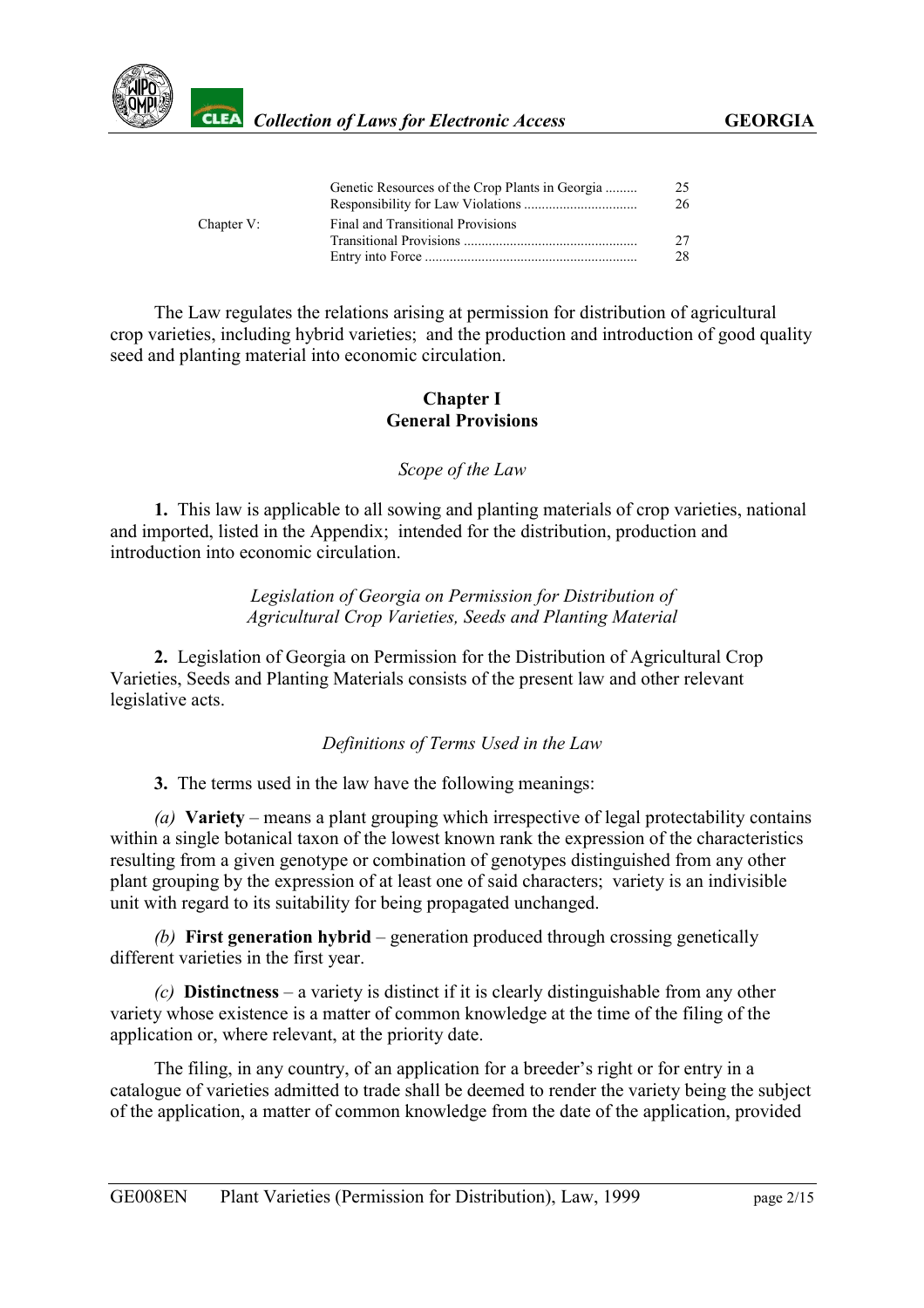| | | |
|---|---|---|
| | Genetic Resources of the Crop Plants in Georgia ......... | 25 |
| | Responsibility for Law Violations ................................ | 26 |
| Chapter V: | Final and Transitional Provisions | |
| | Transitional Provisions ................................................ | 27 |
| | Entry into Force ........................................................... | 28 |

The Law regulates the relations arising at permission for distribution of agricultural crop varieties, including hybrid varieties; and the production and introduction of good quality seed and planting material into economic circulation.

## Chapter I
## General Provisions

*Scope of the Law*

**1.** This law is applicable to all sowing and planting materials of crop varieties, national and imported, listed in the Appendix; intended for the distribution, production and introduction into economic circulation.

*Legislation of Georgia on Permission for Distribution of Agricultural Crop Varieties, Seeds and Planting Material*

**2.** Legislation of Georgia on Permission for the Distribution of Agricultural Crop Varieties, Seeds and Planting Materials consists of the present law and other relevant legislative acts.

*Definitions of Terms Used in the Law*

**3.** The terms used in the law have the following meanings:

*(a)* **Variety** – means a plant grouping which irrespective of legal protectability contains within a single botanical taxon of the lowest known rank the expression of the characteristics resulting from a given genotype or combination of genotypes distinguished from any other plant grouping by the expression of at least one of said characters; variety is an indivisible unit with regard to its suitability for being propagated unchanged.

*(b)* **First generation hybrid** – generation produced through crossing genetically different varieties in the first year.

*(c)* **Distinctness** – a variety is distinct if it is clearly distinguishable from any other variety whose existence is a matter of common knowledge at the time of the filing of the application or, where relevant, at the priority date.

The filing, in any country, of an application for a breeder's right or for entry in a catalogue of varieties admitted to trade shall be deemed to render the variety being the subject of the application, a matter of common knowledge from the date of the application, provided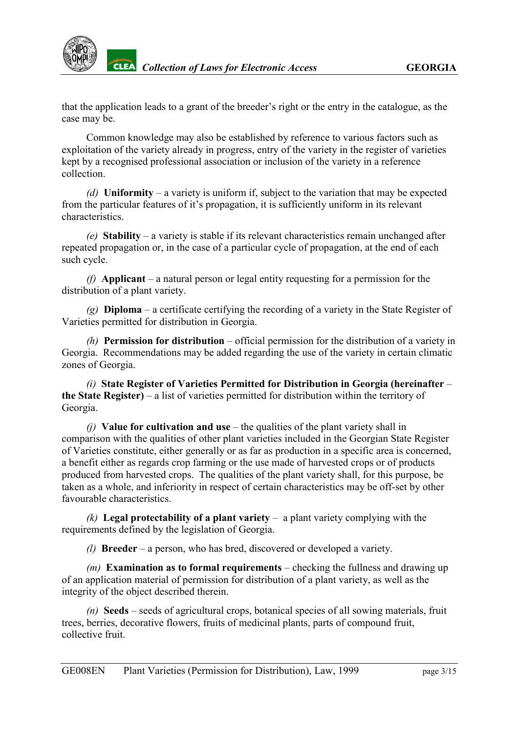that the application leads to a grant of the breeder's right or the entry in the catalogue, as the case may be.

Common knowledge may also be established by reference to various factors such as exploitation of the variety already in progress, entry of the variety in the register of varieties kept by a recognised professional association or inclusion of the variety in a reference collection.

*(d)* **Uniformity** – a variety is uniform if, subject to the variation that may be expected from the particular features of it's propagation, it is sufficiently uniform in its relevant characteristics.

*(e)* **Stability** – a variety is stable if its relevant characteristics remain unchanged after repeated propagation or, in the case of a particular cycle of propagation, at the end of each such cycle.

*(f)* **Applicant** – a natural person or legal entity requesting for a permission for the distribution of a plant variety.

*(g)* **Diploma** – a certificate certifying the recording of a variety in the State Register of Varieties permitted for distribution in Georgia.

*(h)* **Permission for distribution** – official permission for the distribution of a variety in Georgia. Recommendations may be added regarding the use of the variety in certain climatic zones of Georgia.

*(i)* **State Register of Varieties Permitted for Distribution in Georgia (hereinafter – the State Register)** – a list of varieties permitted for distribution within the territory of Georgia.

*(j)* **Value for cultivation and use** – the qualities of the plant variety shall in comparison with the qualities of other plant varieties included in the Georgian State Register of Varieties constitute, either generally or as far as production in a specific area is concerned, a benefit either as regards crop farming or the use made of harvested crops or of products produced from harvested crops. The qualities of the plant variety shall, for this purpose, be taken as a whole, and inferiority in respect of certain characteristics may be off-set by other favourable characteristics.

*(k)* **Legal protectability of a plant variety** – a plant variety complying with the requirements defined by the legislation of Georgia.

*(l)* **Breeder** – a person, who has bred, discovered or developed a variety.

*(m)* **Examination as to formal requirements** – checking the fullness and drawing up of an application material of permission for distribution of a plant variety, as well as the integrity of the object described therein.

*(n)* **Seeds** – seeds of agricultural crops, botanical species of all sowing materials, fruit trees, berries, decorative flowers, fruits of medicinal plants, parts of compound fruit, collective fruit.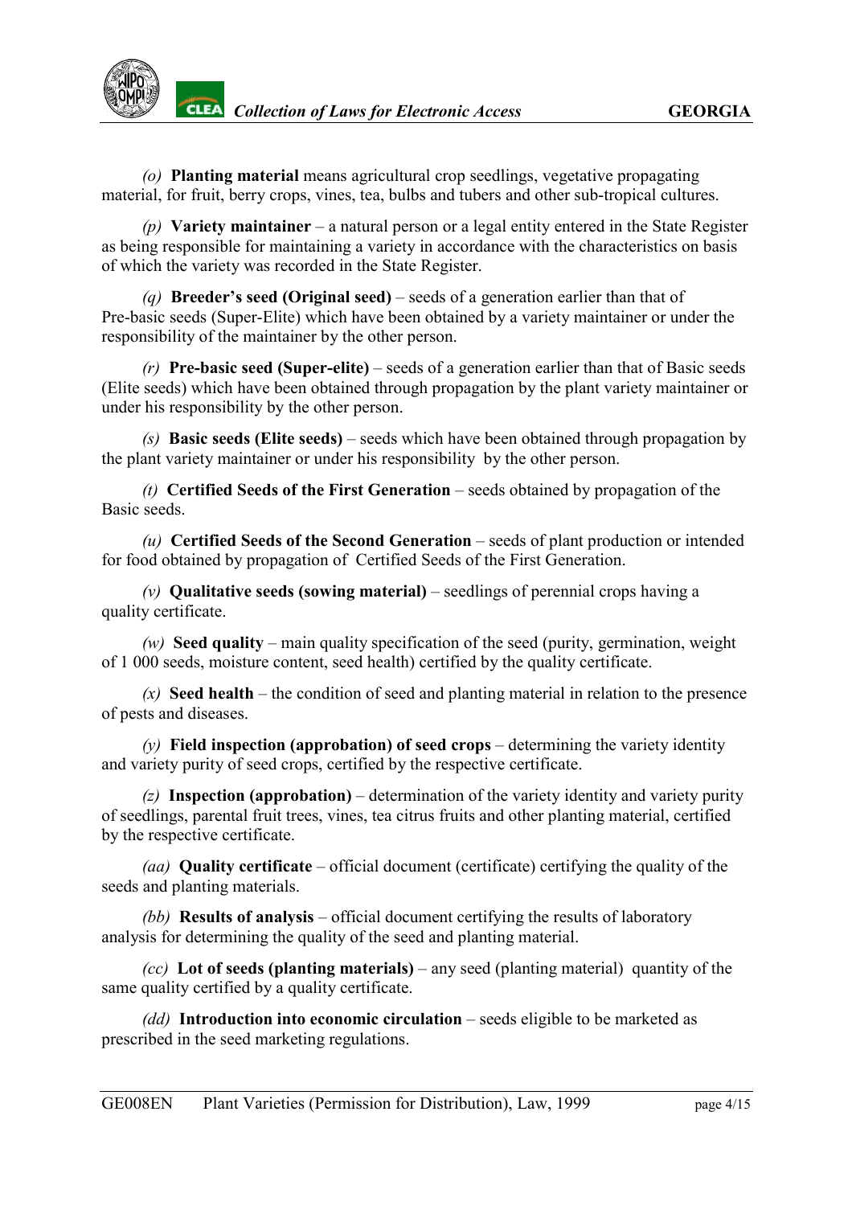*(o)* **Planting material** means agricultural crop seedlings, vegetative propagating material, for fruit, berry crops, vines, tea, bulbs and tubers and other sub-tropical cultures.

*(p)* **Variety maintainer** – a natural person or a legal entity entered in the State Register as being responsible for maintaining a variety in accordance with the characteristics on basis of which the variety was recorded in the State Register.

*(q)* **Breeder's seed (Original seed)** – seeds of a generation earlier than that of Pre-basic seeds (Super-Elite) which have been obtained by a variety maintainer or under the responsibility of the maintainer by the other person.

*(r)* **Pre-basic seed (Super-elite)** – seeds of a generation earlier than that of Basic seeds (Elite seeds) which have been obtained through propagation by the plant variety maintainer or under his responsibility by the other person.

*(s)* **Basic seeds (Elite seeds)** – seeds which have been obtained through propagation by the plant variety maintainer or under his responsibility by the other person.

*(t)* **Certified Seeds of the First Generation** – seeds obtained by propagation of the Basic seeds.

*(u)* **Certified Seeds of the Second Generation** – seeds of plant production or intended for food obtained by propagation of Certified Seeds of the First Generation.

*(v)* **Qualitative seeds (sowing material)** – seedlings of perennial crops having a quality certificate.

*(w)* **Seed quality** – main quality specification of the seed (purity, germination, weight of 1 000 seeds, moisture content, seed health) certified by the quality certificate.

*(x)* **Seed health** – the condition of seed and planting material in relation to the presence of pests and diseases.

*(y)* **Field inspection (approbation) of seed crops** – determining the variety identity and variety purity of seed crops, certified by the respective certificate.

*(z)* **Inspection (approbation)** – determination of the variety identity and variety purity of seedlings, parental fruit trees, vines, tea citrus fruits and other planting material, certified by the respective certificate.

*(aa)* **Quality certificate** – official document (certificate) certifying the quality of the seeds and planting materials.

*(bb)* **Results of analysis** – official document certifying the results of laboratory analysis for determining the quality of the seed and planting material.

*(cc)* **Lot of seeds (planting materials)** – any seed (planting material) quantity of the same quality certified by a quality certificate.

*(dd)* **Introduction into economic circulation** – seeds eligible to be marketed as prescribed in the seed marketing regulations.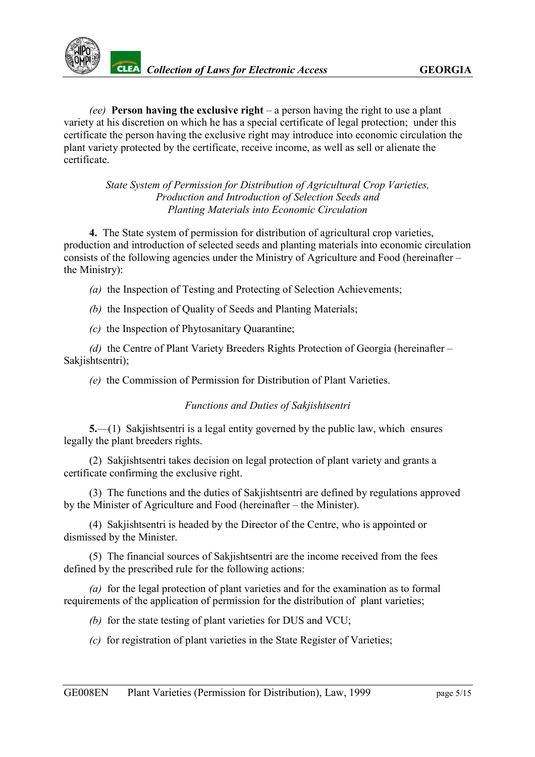*(ee)* **Person having the exclusive right** – a person having the right to use a plant variety at his discretion on which he has a special certificate of legal protection; under this certificate the person having the exclusive right may introduce into economic circulation the plant variety protected by the certificate, receive income, as well as sell or alienate the certificate.

*State System of Permission for Distribution of Agricultural Crop Varieties, Production and Introduction of Selection Seeds and Planting Materials into Economic Circulation*

**4.** The State system of permission for distribution of agricultural crop varieties, production and introduction of selected seeds and planting materials into economic circulation consists of the following agencies under the Ministry of Agriculture and Food (hereinafter – the Ministry):

*(a)* the Inspection of Testing and Protecting of Selection Achievements;

*(b)* the Inspection of Quality of Seeds and Planting Materials;

*(c)* the Inspection of Phytosanitary Quarantine;

*(d)* the Centre of Plant Variety Breeders Rights Protection of Georgia (hereinafter – Sakjishtsentri);

*(e)* the Commission of Permission for Distribution of Plant Varieties.

*Functions and Duties of Sakjishtsentri*

**5.**—(1) Sakjishtsentri is a legal entity governed by the public law, which ensures legally the plant breeders rights.

(2) Sakjishtsentri takes decision on legal protection of plant variety and grants a certificate confirming the exclusive right.

(3) The functions and the duties of Sakjishtsentri are defined by regulations approved by the Minister of Agriculture and Food (hereinafter – the Minister).

(4) Sakjishtsentri is headed by the Director of the Centre, who is appointed or dismissed by the Minister.

(5) The financial sources of Sakjishtsentri are the income received from the fees defined by the prescribed rule for the following actions:

*(a)* for the legal protection of plant varieties and for the examination as to formal requirements of the application of permission for the distribution of plant varieties;

*(b)* for the state testing of plant varieties for DUS and VCU;

*(c)* for registration of plant varieties in the State Register of Varieties;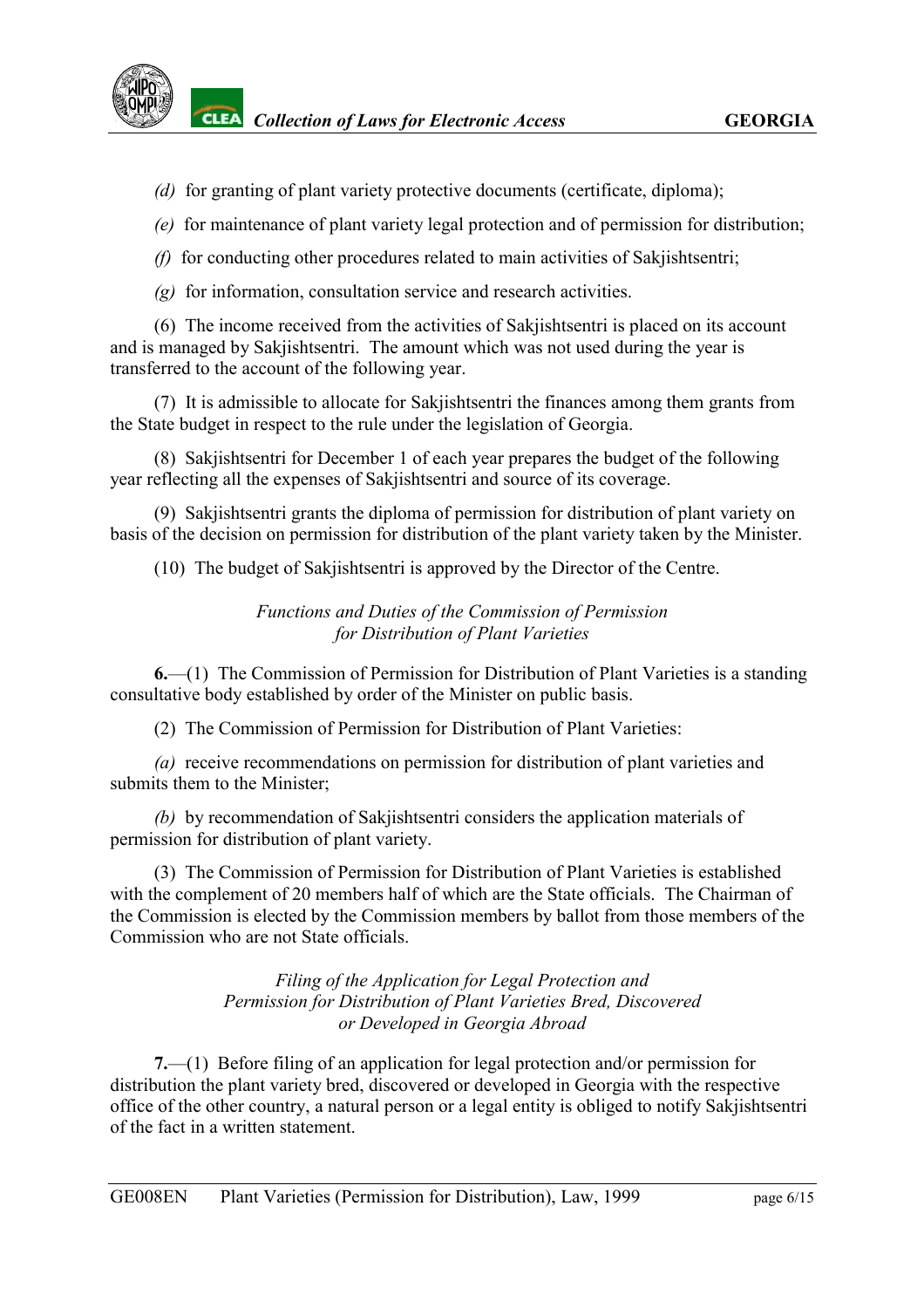*(d)* for granting of plant variety protective documents (certificate, diploma);

*(e)* for maintenance of plant variety legal protection and of permission for distribution;

*(f)* for conducting other procedures related to main activities of Sakjishtsentri;

*(g)* for information, consultation service and research activities.

(6) The income received from the activities of Sakjishtsentri is placed on its account and is managed by Sakjishtsentri. The amount which was not used during the year is transferred to the account of the following year.

(7) It is admissible to allocate for Sakjishtsentri the finances among them grants from the State budget in respect to the rule under the legislation of Georgia.

(8) Sakjishtsentri for December 1 of each year prepares the budget of the following year reflecting all the expenses of Sakjishtsentri and source of its coverage.

(9) Sakjishtsentri grants the diploma of permission for distribution of plant variety on basis of the decision on permission for distribution of the plant variety taken by the Minister.

(10) The budget of Sakjishtsentri is approved by the Director of the Centre.

*Functions and Duties of the Commission of Permission for Distribution of Plant Varieties*

**6.**—(1) The Commission of Permission for Distribution of Plant Varieties is a standing consultative body established by order of the Minister on public basis.

(2) The Commission of Permission for Distribution of Plant Varieties:

*(a)* receive recommendations on permission for distribution of plant varieties and submits them to the Minister;

*(b)* by recommendation of Sakjishtsentri considers the application materials of permission for distribution of plant variety.

(3) The Commission of Permission for Distribution of Plant Varieties is established with the complement of 20 members half of which are the State officials. The Chairman of the Commission is elected by the Commission members by ballot from those members of the Commission who are not State officials.

*Filing of the Application for Legal Protection and Permission for Distribution of Plant Varieties Bred, Discovered or Developed in Georgia Abroad*

**7.**—(1) Before filing of an application for legal protection and/or permission for distribution the plant variety bred, discovered or developed in Georgia with the respective office of the other country, a natural person or a legal entity is obliged to notify Sakjishtsentri of the fact in a written statement.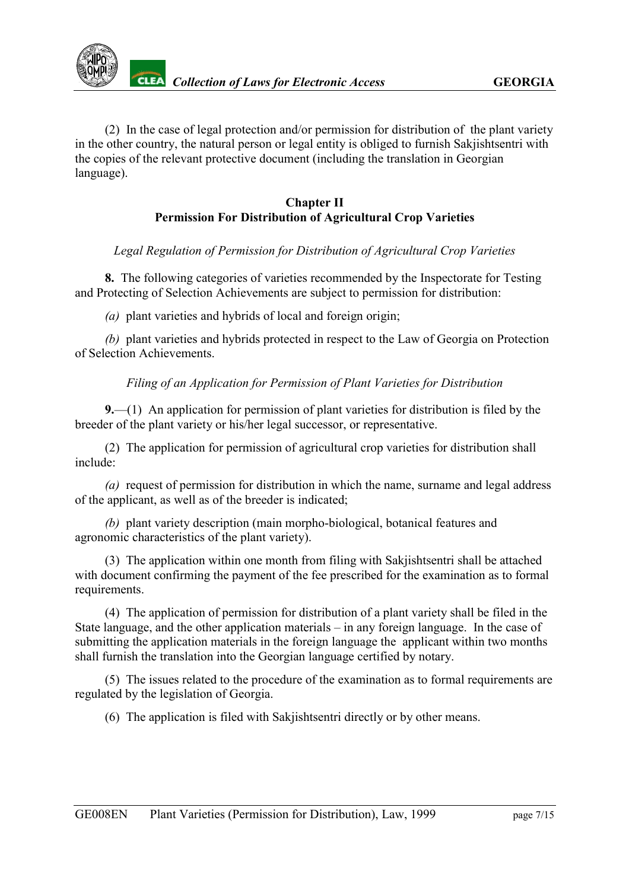(2) In the case of legal protection and/or permission for distribution of the plant variety in the other country, the natural person or legal entity is obliged to furnish Sakjishtsentri with the copies of the relevant protective document (including the translation in Georgian language).

## Chapter II
## Permission For Distribution of Agricultural Crop Varieties

*Legal Regulation of Permission for Distribution of Agricultural Crop Varieties*

**8.** The following categories of varieties recommended by the Inspectorate for Testing and Protecting of Selection Achievements are subject to permission for distribution:

*(a)* plant varieties and hybrids of local and foreign origin;

*(b)* plant varieties and hybrids protected in respect to the Law of Georgia on Protection of Selection Achievements.

*Filing of an Application for Permission of Plant Varieties for Distribution*

**9.**—(1) An application for permission of plant varieties for distribution is filed by the breeder of the plant variety or his/her legal successor, or representative.

(2) The application for permission of agricultural crop varieties for distribution shall include:

*(a)* request of permission for distribution in which the name, surname and legal address of the applicant, as well as of the breeder is indicated;

*(b)* plant variety description (main morpho-biological, botanical features and agronomic characteristics of the plant variety).

(3) The application within one month from filing with Sakjishtsentri shall be attached with document confirming the payment of the fee prescribed for the examination as to formal requirements.

(4) The application of permission for distribution of a plant variety shall be filed in the State language, and the other application materials – in any foreign language. In the case of submitting the application materials in the foreign language the applicant within two months shall furnish the translation into the Georgian language certified by notary.

(5) The issues related to the procedure of the examination as to formal requirements are regulated by the legislation of Georgia.

(6) The application is filed with Sakjishtsentri directly or by other means.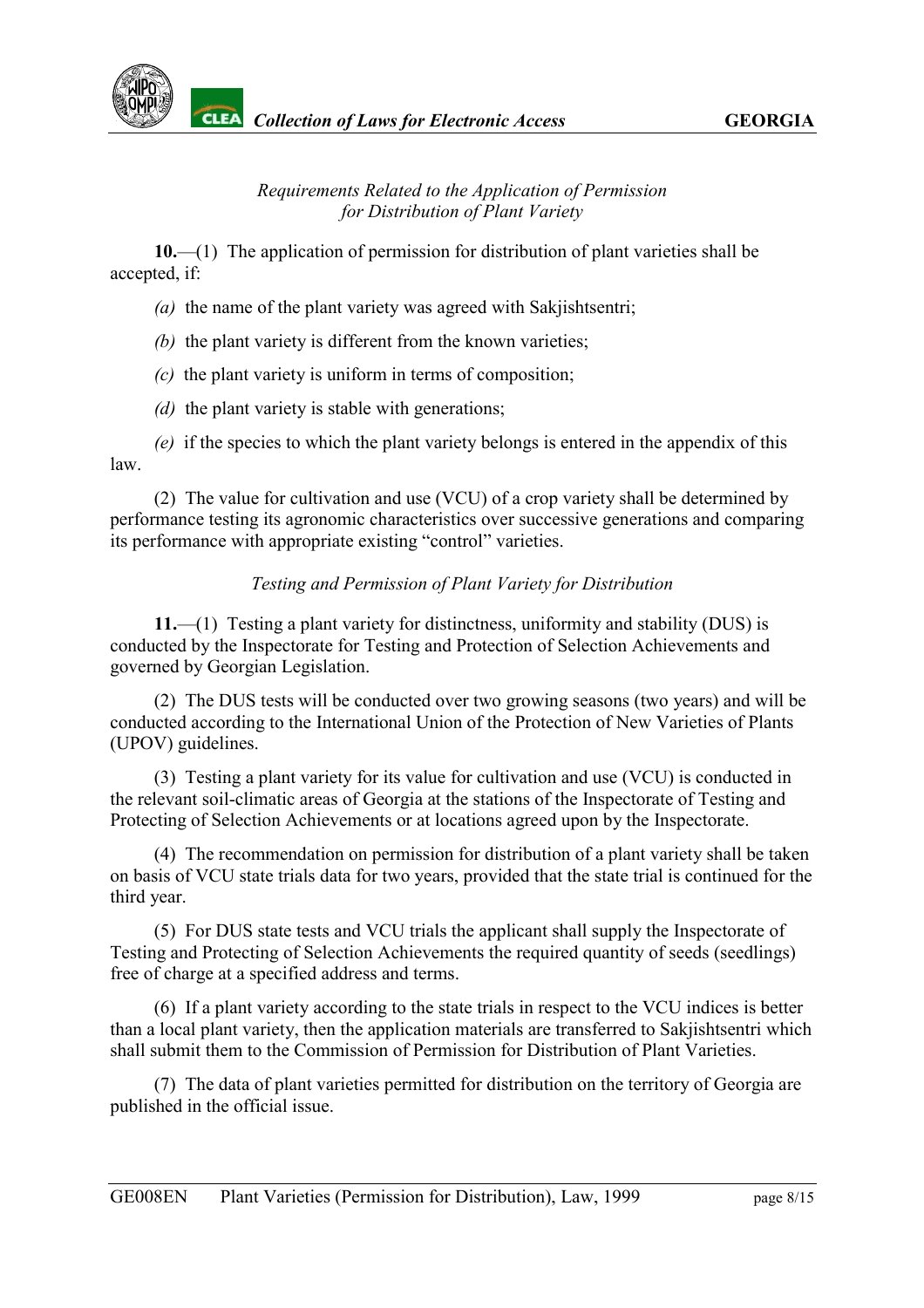*Requirements Related to the Application of Permission for Distribution of Plant Variety*

**10.**—(1) The application of permission for distribution of plant varieties shall be accepted, if:

*(a)* the name of the plant variety was agreed with Sakjishtsentri;

*(b)* the plant variety is different from the known varieties;

*(c)* the plant variety is uniform in terms of composition;

*(d)* the plant variety is stable with generations;

*(e)* if the species to which the plant variety belongs is entered in the appendix of this law.

(2) The value for cultivation and use (VCU) of a crop variety shall be determined by performance testing its agronomic characteristics over successive generations and comparing its performance with appropriate existing "control" varieties.

*Testing and Permission of Plant Variety for Distribution*

**11.**—(1) Testing a plant variety for distinctness, uniformity and stability (DUS) is conducted by the Inspectorate for Testing and Protection of Selection Achievements and governed by Georgian Legislation.

(2) The DUS tests will be conducted over two growing seasons (two years) and will be conducted according to the International Union of the Protection of New Varieties of Plants (UPOV) guidelines.

(3) Testing a plant variety for its value for cultivation and use (VCU) is conducted in the relevant soil-climatic areas of Georgia at the stations of the Inspectorate of Testing and Protecting of Selection Achievements or at locations agreed upon by the Inspectorate.

(4) The recommendation on permission for distribution of a plant variety shall be taken on basis of VCU state trials data for two years, provided that the state trial is continued for the third year.

(5) For DUS state tests and VCU trials the applicant shall supply the Inspectorate of Testing and Protecting of Selection Achievements the required quantity of seeds (seedlings) free of charge at a specified address and terms.

(6) If a plant variety according to the state trials in respect to the VCU indices is better than a local plant variety, then the application materials are transferred to Sakjishtsentri which shall submit them to the Commission of Permission for Distribution of Plant Varieties.

(7) The data of plant varieties permitted for distribution on the territory of Georgia are published in the official issue.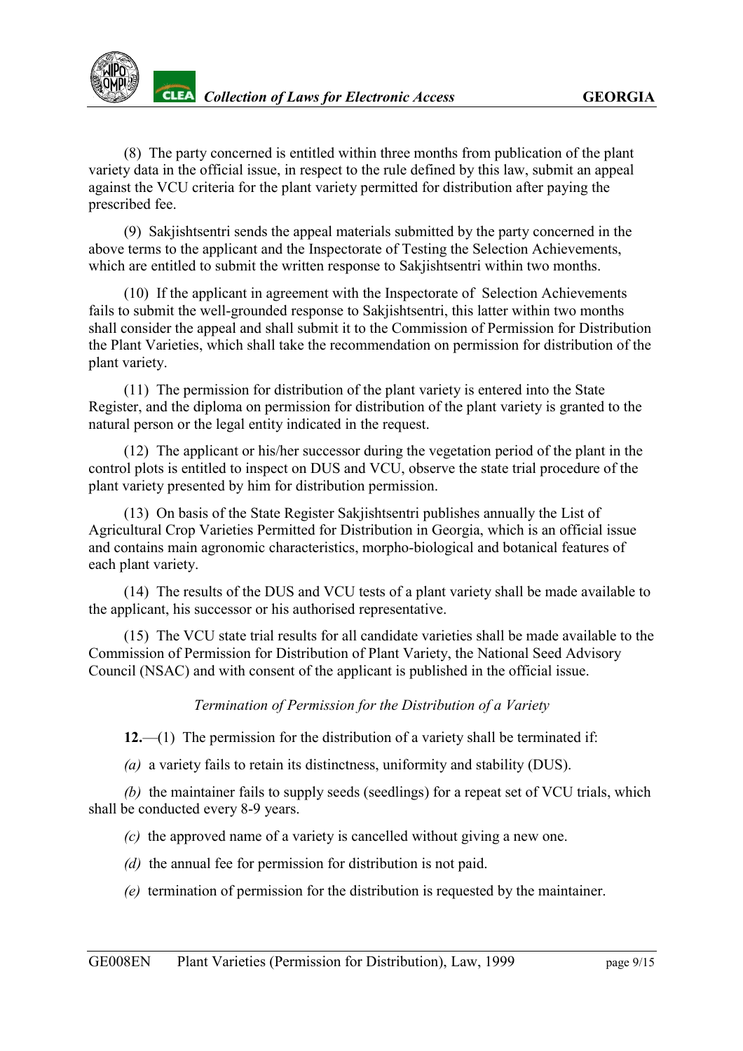(8) The party concerned is entitled within three months from publication of the plant variety data in the official issue, in respect to the rule defined by this law, submit an appeal against the VCU criteria for the plant variety permitted for distribution after paying the prescribed fee.

(9) Sakjishtsentri sends the appeal materials submitted by the party concerned in the above terms to the applicant and the Inspectorate of Testing the Selection Achievements, which are entitled to submit the written response to Sakjishtsentri within two months.

(10) If the applicant in agreement with the Inspectorate of Selection Achievements fails to submit the well-grounded response to Sakjishtsentri, this latter within two months shall consider the appeal and shall submit it to the Commission of Permission for Distribution the Plant Varieties, which shall take the recommendation on permission for distribution of the plant variety.

(11) The permission for distribution of the plant variety is entered into the State Register, and the diploma on permission for distribution of the plant variety is granted to the natural person or the legal entity indicated in the request.

(12) The applicant or his/her successor during the vegetation period of the plant in the control plots is entitled to inspect on DUS and VCU, observe the state trial procedure of the plant variety presented by him for distribution permission.

(13) On basis of the State Register Sakjishtsentri publishes annually the List of Agricultural Crop Varieties Permitted for Distribution in Georgia, which is an official issue and contains main agronomic characteristics, morpho-biological and botanical features of each plant variety.

(14) The results of the DUS and VCU tests of a plant variety shall be made available to the applicant, his successor or his authorised representative.

(15) The VCU state trial results for all candidate varieties shall be made available to the Commission of Permission for Distribution of Plant Variety, the National Seed Advisory Council (NSAC) and with consent of the applicant is published in the official issue.

*Termination of Permission for the Distribution of a Variety*

**12.**—(1) The permission for the distribution of a variety shall be terminated if:

*(a)* a variety fails to retain its distinctness, uniformity and stability (DUS).

*(b)* the maintainer fails to supply seeds (seedlings) for a repeat set of VCU trials, which shall be conducted every 8-9 years.

*(c)* the approved name of a variety is cancelled without giving a new one.

*(d)* the annual fee for permission for distribution is not paid.

*(e)* termination of permission for the distribution is requested by the maintainer.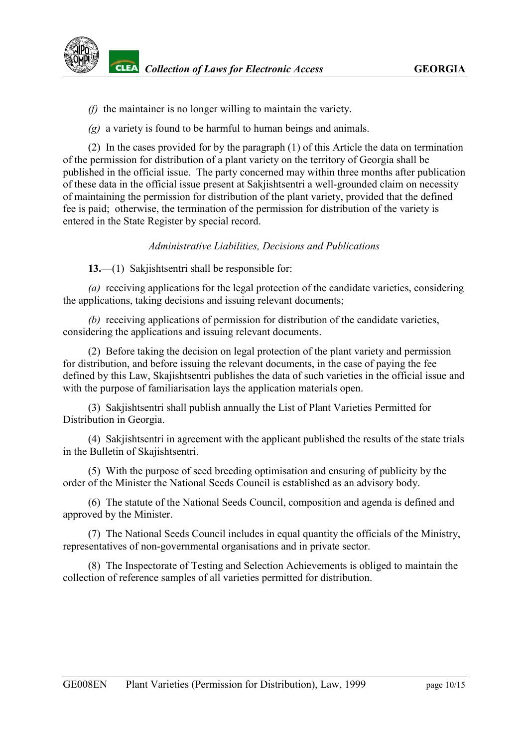*(f)* the maintainer is no longer willing to maintain the variety.

*(g)* a variety is found to be harmful to human beings and animals.

(2) In the cases provided for by the paragraph (1) of this Article the data on termination of the permission for distribution of a plant variety on the territory of Georgia shall be published in the official issue. The party concerned may within three months after publication of these data in the official issue present at Sakjishtsentri a well-grounded claim on necessity of maintaining the permission for distribution of the plant variety, provided that the defined fee is paid; otherwise, the termination of the permission for distribution of the variety is entered in the State Register by special record.

*Administrative Liabilities, Decisions and Publications*

**13.**—(1) Sakjishtsentri shall be responsible for:

*(a)* receiving applications for the legal protection of the candidate varieties, considering the applications, taking decisions and issuing relevant documents;

*(b)* receiving applications of permission for distribution of the candidate varieties, considering the applications and issuing relevant documents.

(2) Before taking the decision on legal protection of the plant variety and permission for distribution, and before issuing the relevant documents, in the case of paying the fee defined by this Law, Skajishtsentri publishes the data of such varieties in the official issue and with the purpose of familiarisation lays the application materials open.

(3) Sakjishtsentri shall publish annually the List of Plant Varieties Permitted for Distribution in Georgia.

(4) Sakjishtsentri in agreement with the applicant published the results of the state trials in the Bulletin of Skajishtsentri.

(5) With the purpose of seed breeding optimisation and ensuring of publicity by the order of the Minister the National Seeds Council is established as an advisory body.

(6) The statute of the National Seeds Council, composition and agenda is defined and approved by the Minister.

(7) The National Seeds Council includes in equal quantity the officials of the Ministry, representatives of non-governmental organisations and in private sector.

(8) The Inspectorate of Testing and Selection Achievements is obliged to maintain the collection of reference samples of all varieties permitted for distribution.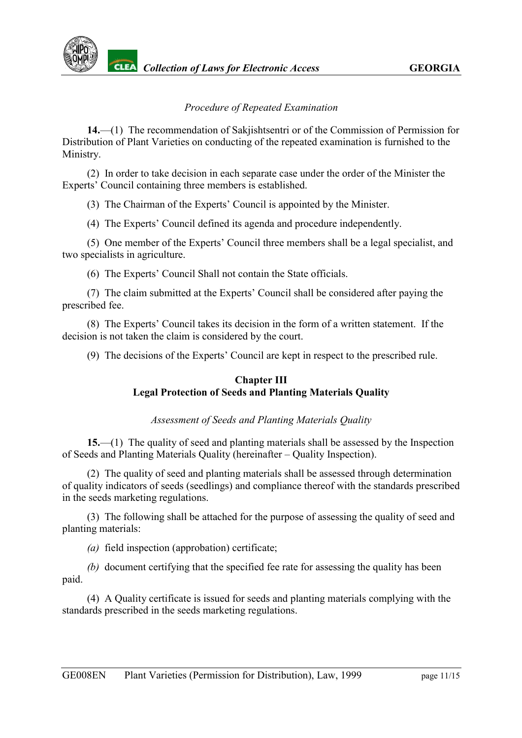*Procedure of Repeated Examination*

**14.**—(1) The recommendation of Sakjishtsentri or of the Commission of Permission for Distribution of Plant Varieties on conducting of the repeated examination is furnished to the Ministry.

(2) In order to take decision in each separate case under the order of the Minister the Experts' Council containing three members is established.

(3) The Chairman of the Experts' Council is appointed by the Minister.

(4) The Experts' Council defined its agenda and procedure independently.

(5) One member of the Experts' Council three members shall be a legal specialist, and two specialists in agriculture.

(6) The Experts' Council Shall not contain the State officials.

(7) The claim submitted at the Experts' Council shall be considered after paying the prescribed fee.

(8) The Experts' Council takes its decision in the form of a written statement. If the decision is not taken the claim is considered by the court.

(9) The decisions of the Experts' Council are kept in respect to the prescribed rule.

## Chapter III
## Legal Protection of Seeds and Planting Materials Quality

*Assessment of Seeds and Planting Materials Quality*

**15.**—(1) The quality of seed and planting materials shall be assessed by the Inspection of Seeds and Planting Materials Quality (hereinafter – Quality Inspection).

(2) The quality of seed and planting materials shall be assessed through determination of quality indicators of seeds (seedlings) and compliance thereof with the standards prescribed in the seeds marketing regulations.

(3) The following shall be attached for the purpose of assessing the quality of seed and planting materials:

*(a)* field inspection (approbation) certificate;

*(b)* document certifying that the specified fee rate for assessing the quality has been paid.

(4) A Quality certificate is issued for seeds and planting materials complying with the standards prescribed in the seeds marketing regulations.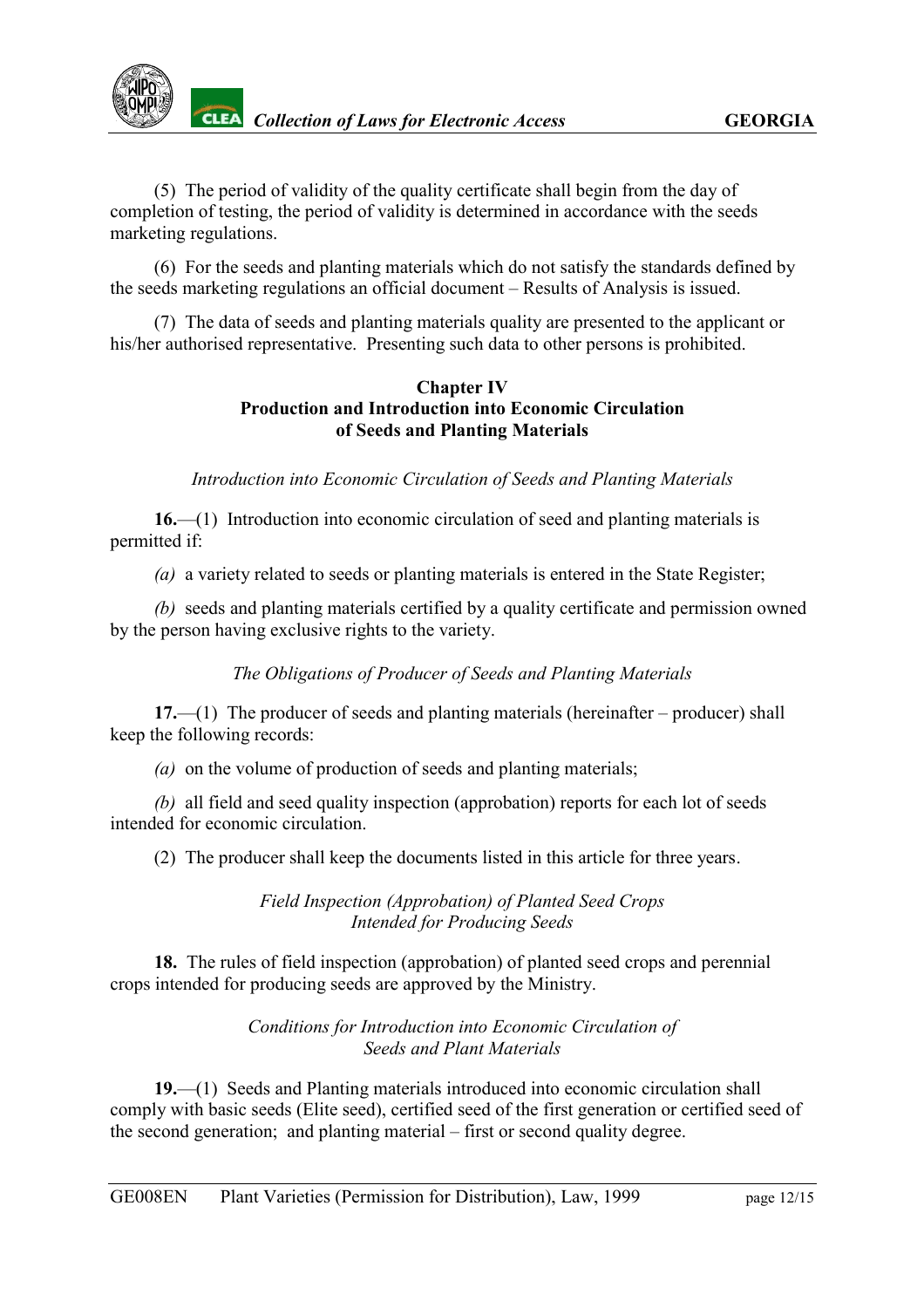(5) The period of validity of the quality certificate shall begin from the day of completion of testing, the period of validity is determined in accordance with the seeds marketing regulations.

(6) For the seeds and planting materials which do not satisfy the standards defined by the seeds marketing regulations an official document – Results of Analysis is issued.

(7) The data of seeds and planting materials quality are presented to the applicant or his/her authorised representative. Presenting such data to other persons is prohibited.

## Chapter IV
## Production and Introduction into Economic Circulation of Seeds and Planting Materials

*Introduction into Economic Circulation of Seeds and Planting Materials*

**16.**—(1) Introduction into economic circulation of seed and planting materials is permitted if:

*(a)* a variety related to seeds or planting materials is entered in the State Register;

*(b)* seeds and planting materials certified by a quality certificate and permission owned by the person having exclusive rights to the variety.

*The Obligations of Producer of Seeds and Planting Materials*

**17.**—(1) The producer of seeds and planting materials (hereinafter – producer) shall keep the following records:

*(a)* on the volume of production of seeds and planting materials;

*(b)* all field and seed quality inspection (approbation) reports for each lot of seeds intended for economic circulation.

(2) The producer shall keep the documents listed in this article for three years.

*Field Inspection (Approbation) of Planted Seed Crops Intended for Producing Seeds*

**18.** The rules of field inspection (approbation) of planted seed crops and perennial crops intended for producing seeds are approved by the Ministry.

*Conditions for Introduction into Economic Circulation of Seeds and Plant Materials*

**19.**—(1) Seeds and Planting materials introduced into economic circulation shall comply with basic seeds (Elite seed), certified seed of the first generation or certified seed of the second generation; and planting material – first or second quality degree.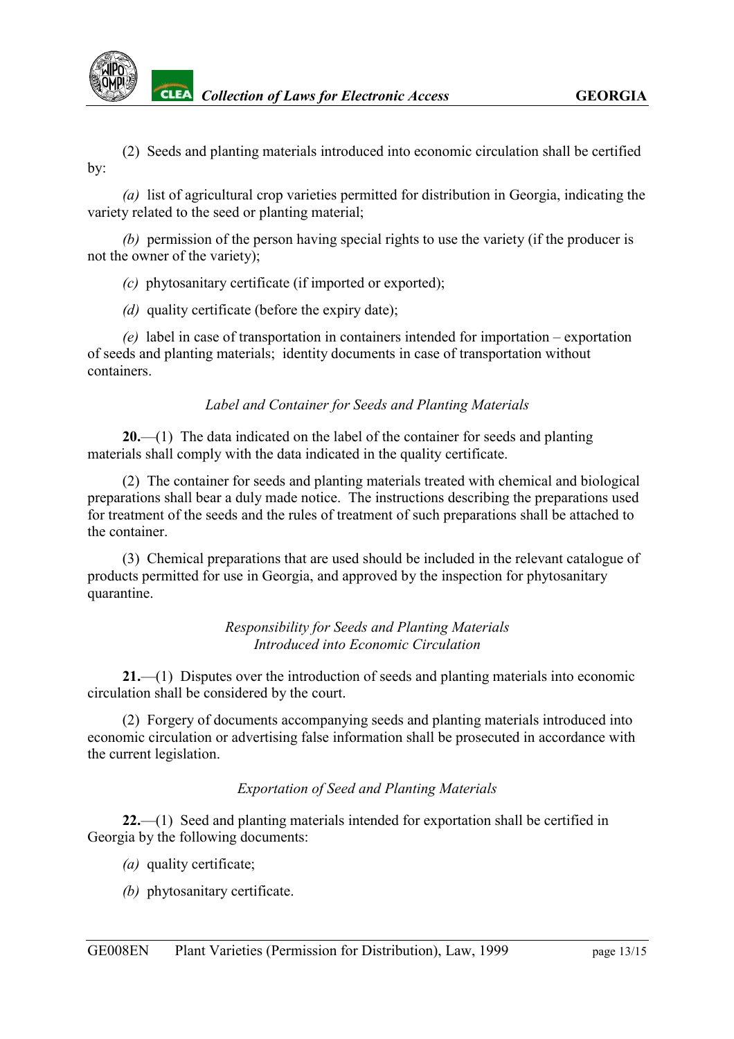(2) Seeds and planting materials introduced into economic circulation shall be certified by:

*(a)* list of agricultural crop varieties permitted for distribution in Georgia, indicating the variety related to the seed or planting material;

*(b)* permission of the person having special rights to use the variety (if the producer is not the owner of the variety);

*(c)* phytosanitary certificate (if imported or exported);

*(d)* quality certificate (before the expiry date);

*(e)* label in case of transportation in containers intended for importation – exportation of seeds and planting materials; identity documents in case of transportation without containers.

*Label and Container for Seeds and Planting Materials*

**20.**—(1) The data indicated on the label of the container for seeds and planting materials shall comply with the data indicated in the quality certificate.

(2) The container for seeds and planting materials treated with chemical and biological preparations shall bear a duly made notice. The instructions describing the preparations used for treatment of the seeds and the rules of treatment of such preparations shall be attached to the container.

(3) Chemical preparations that are used should be included in the relevant catalogue of products permitted for use in Georgia, and approved by the inspection for phytosanitary quarantine.

*Responsibility for Seeds and Planting Materials Introduced into Economic Circulation*

**21.**—(1) Disputes over the introduction of seeds and planting materials into economic circulation shall be considered by the court.

(2) Forgery of documents accompanying seeds and planting materials introduced into economic circulation or advertising false information shall be prosecuted in accordance with the current legislation.

*Exportation of Seed and Planting Materials*

**22.**—(1) Seed and planting materials intended for exportation shall be certified in Georgia by the following documents:

*(a)* quality certificate;

*(b)* phytosanitary certificate.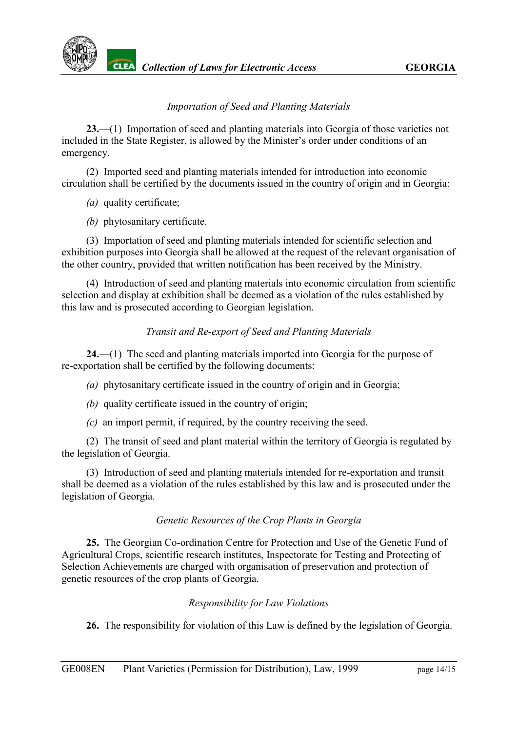*Importation of Seed and Planting Materials*

**23.**—(1) Importation of seed and planting materials into Georgia of those varieties not included in the State Register, is allowed by the Minister's order under conditions of an emergency.

(2) Imported seed and planting materials intended for introduction into economic circulation shall be certified by the documents issued in the country of origin and in Georgia:

*(a)* quality certificate;

*(b)* phytosanitary certificate.

(3) Importation of seed and planting materials intended for scientific selection and exhibition purposes into Georgia shall be allowed at the request of the relevant organisation of the other country, provided that written notification has been received by the Ministry.

(4) Introduction of seed and planting materials into economic circulation from scientific selection and display at exhibition shall be deemed as a violation of the rules established by this law and is prosecuted according to Georgian legislation.

*Transit and Re-export of Seed and Planting Materials*

**24.**—(1) The seed and planting materials imported into Georgia for the purpose of re-exportation shall be certified by the following documents:

*(a)* phytosanitary certificate issued in the country of origin and in Georgia;

*(b)* quality certificate issued in the country of origin;

*(c)* an import permit, if required, by the country receiving the seed.

(2) The transit of seed and plant material within the territory of Georgia is regulated by the legislation of Georgia.

(3) Introduction of seed and planting materials intended for re-exportation and transit shall be deemed as a violation of the rules established by this law and is prosecuted under the legislation of Georgia.

*Genetic Resources of the Crop Plants in Georgia*

**25.** The Georgian Co-ordination Centre for Protection and Use of the Genetic Fund of Agricultural Crops, scientific research institutes, Inspectorate for Testing and Protecting of Selection Achievements are charged with organisation of preservation and protection of genetic resources of the crop plants of Georgia.

*Responsibility for Law Violations*

**26.** The responsibility for violation of this Law is defined by the legislation of Georgia.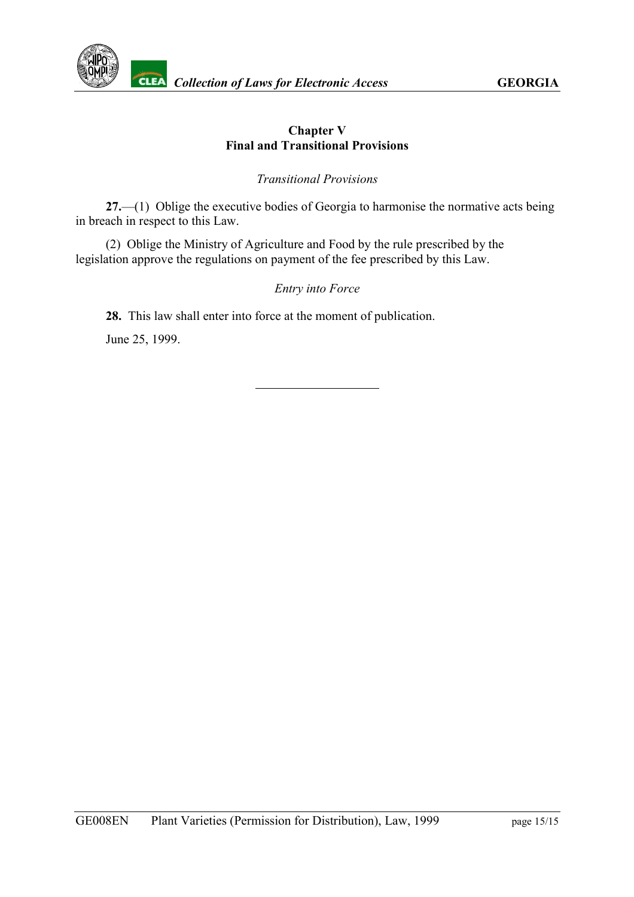## Chapter V
## Final and Transitional Provisions

*Transitional Provisions*

**27.**—(1) Oblige the executive bodies of Georgia to harmonise the normative acts being in breach in respect to this Law.

(2) Oblige the Ministry of Agriculture and Food by the rule prescribed by the legislation approve the regulations on payment of the fee prescribed by this Law.

*Entry into Force*

**28.** This law shall enter into force at the moment of publication.

June 25, 1999.